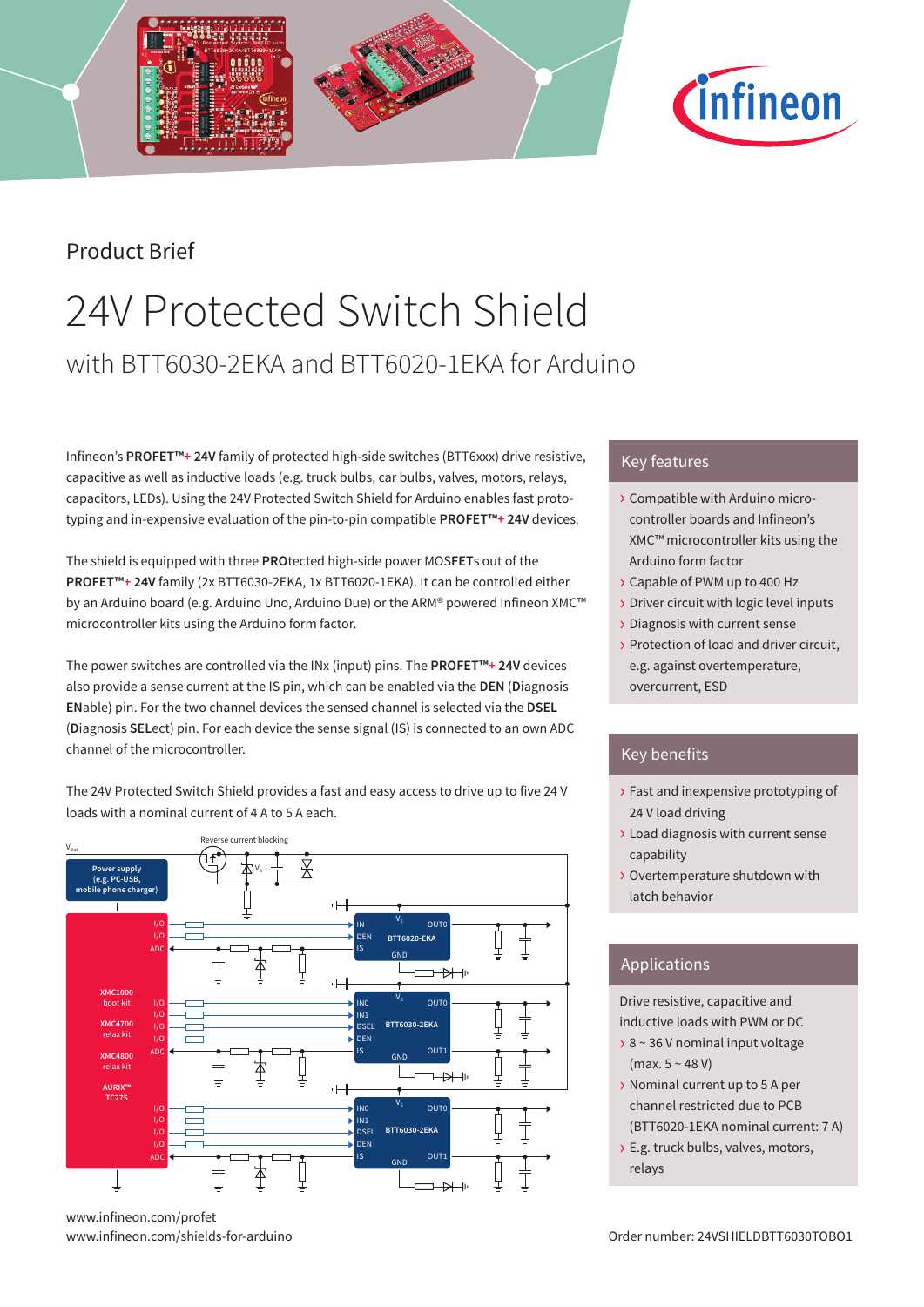Product Brief

# 24V Protected Switch Shield

## with BTT6030-2EKA and BTT6020-1EKA for Arduino

Infineon's **PROFET™+ 24V** family of protected high-side switches (BTT6xxx) drive resistive, capacitive as well as inductive loads (e.g. truck bulbs, car bulbs, valves, motors, relays, capacitors, LEDs). Using the 24V Protected Switch Shield for Arduino enables fast prototyping and in-expensive evaluation of the pin-to-pin compatible **PROFET™+ 24V** devices.

The shield is equipped with three **PRO**tected high-side power MOS**FET**s out of the **PROFET™+ 24V** family (2x BTT6030-2EKA, 1x BTT6020-1EKA). It can be controlled either by an Arduino board (e.g. Arduino Uno, Arduino Due) or the ARM® powered Infineon XMC™ microcontroller kits using the Arduino form factor.

The power switches are controlled via the INx (input) pins. The **PROFET™+ 24V** devices also provide a sense current at the IS pin, which can be enabled via the **DEN** (**D**iagnosis **EN**able) pin. For the two channel devices the sensed channel is selected via the **DSEL** (**D**iagnosis **SEL**ect) pin. For each device the sense signal (IS) is connected to an own ADC channel of the microcontroller.

The 24V Protected Switch Shield provides a fast and easy access to drive up to five 24 V loads with a nominal current of 4 A to 5 A each.

## Key features

- Compatible with Arduino microcontroller boards and Infineon's XMC™ microcontroller kits using the Arduino form factor
- Capable of PWM up to 400 Hz
- Driver circuit with logic level inputs
- Diagnosis with current sense
- Protection of load and driver circuit, e.g. against overtemperature, overcurrent, ESD

## Key benefits

- Fast and inexpensive prototyping of 24 V load driving
- Load diagnosis with current sense capability
- Overtemperature shutdown with latch behavior

## Applications

Drive resistive, capacitive and inductive loads with PWM or DC

- 8 ~ 36 V nominal input voltage (max. 5 ~ 48 V)
- Nominal current up to 5 A per channel restricted due to PCB (BTT6020-1EKA nominal current: 7 A)
- E.g. truck bulbs, valves, motors, relays

www.infineon.com/profet
www.infineon.com/shields-for-arduino

Order number: 24VSHIELDBTT6030TOBO1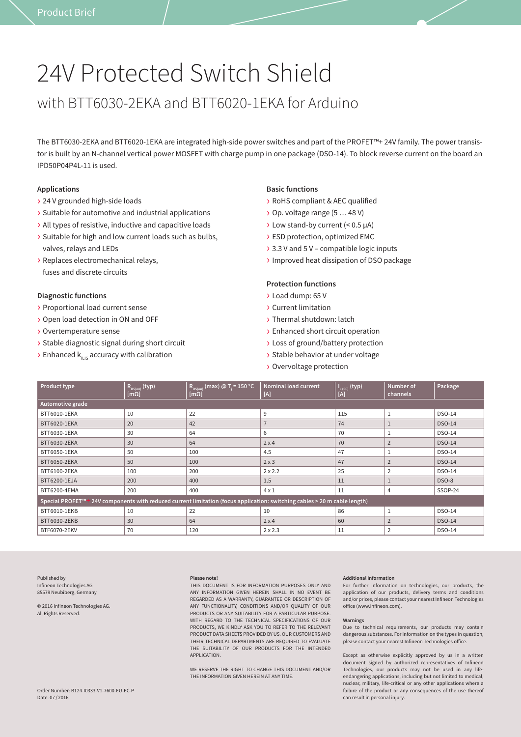# 24V Protected Switch Shield

## with BTT6030-2EKA and BTT6020-1EKA for Arduino

The BTT6030-2EKA and BTT6020-1EKA are integrated high-side power switches and part of the PROFET™+ 24V family. The power transistor is built by an N-channel vertical power MOSFET with charge pump in one package (DSO-14). To block reverse current on the board an IPD50P04P4L-11 is used.

### Applications

- 24 V grounded high-side loads
- Suitable for automotive and industrial applications
- All types of resistive, inductive and capacitive loads
- Suitable for high and low current loads such as bulbs, valves, relays and LEDs
- Replaces electromechanical relays, fuses and discrete circuits

### Diagnostic functions

- Proportional load current sense
- Open load detection in ON and OFF
- Overtemperature sense
- Stable diagnostic signal during short circuit
- Enhanced $k_{ILIS}$ accuracy with calibration

### Basic functions

- RoHS compliant & AEC qualified
- Op. voltage range (5 … 48 V)
- Low stand-by current (< 0.5 µA)
- ESD protection, optimized EMC
- 3.3 V and 5 V – compatible logic inputs
- Improved heat dissipation of DSO package

### Protection functions

- Load dump: 65 V
- Current limitation
- Thermal shutdown: latch
- Enhanced short circuit operation
- Loss of ground/battery protection
- Stable behavior at under voltage
- Overvoltage protection

| Product type | $R_{DS(on)}$ (typ) [mΩ] | $R_{DS(on)}$ (max) @ $T_j$ = 150 °C [mΩ] | Nominal load current [A] | $I_{L(SC)}$ (typ) [A] | Number of channels | Package |
|---|---|---|---|---|---|---|
| **Automotive grade** | | | | | | |
| BTT6010-1EKA | 10 | 22 | 9 | 115 | 1 | DSO-14 |
| BTT6020-1EKA | 20 | 42 | 7 | 74 | 1 | DSO-14 |
| BTT6030-1EKA | 30 | 64 | 6 | 70 | 1 | DSO-14 |
| BTT6030-2EKA | 30 | 64 | 2 x 4 | 70 | 2 | DSO-14 |
| BTT6050-1EKA | 50 | 100 | 4.5 | 47 | 1 | DSO-14 |
| BTT6050-2EKA | 50 | 100 | 2 x 3 | 47 | 2 | DSO-14 |
| BTT6100-2EKA | 100 | 200 | 2 x 2.2 | 25 | 2 | DSO-14 |
| BTT6200-1EJA | 200 | 400 | 1.5 | 11 | 1 | DSO-8 |
| BTT6200-4EMA | 200 | 400 | 4 x 1 | 11 | 4 | SSOP-24 |
| **Special PROFET™+ 24V components with reduced current limitation (focus application: switching cables > 20 m cable length)** | | | | | | |
| BTT6010-1EKB | 10 | 22 | 10 | 86 | 1 | DSO-14 |
| BTT6030-2EKB | 30 | 64 | 2 x 4 | 60 | 2 | DSO-14 |
| BTF6070-2EKV | 70 | 120 | 2 x 2.3 | 11 | 2 | DSO-14 |

Published by
Infineon Technologies AG
85579 Neubiberg, Germany

© 2016 Infineon Technologies AG.
All Rights Reserved.

Order Number: B124-I0333-V1-7600-EU-EC-P
Date: 07 / 2016

**Please note!**

THIS DOCUMENT IS FOR INFORMATION PURPOSES ONLY AND ANY INFORMATION GIVEN HEREIN SHALL IN NO EVENT BE REGARDED AS A WARRANTY, GUARANTEE OR DESCRIPTION OF ANY FUNCTIONALITY, CONDITIONS AND/OR QUALITY OF OUR PRODUCTS OR ANY SUITABILITY FOR A PARTICULAR PURPOSE. WITH REGARD TO THE TECHNICAL SPECIFICATIONS OF OUR PRODUCTS, WE KINDLY ASK YOU TO REFER TO THE RELEVANT PRODUCT DATA SHEETS PROVIDED BY US. OUR CUSTOMERS AND THEIR TECHNICAL DEPARTMENTS ARE REQUIRED TO EVALUATE THE SUITABILITY OF OUR PRODUCTS FOR THE INTENDED APPLICATION.

WE RESERVE THE RIGHT TO CHANGE THIS DOCUMENT AND/OR THE INFORMATION GIVEN HEREIN AT ANY TIME.

**Additional information**

For further information on technologies, our products, the application of our products, delivery terms and conditions and/or prices, please contact your nearest Infineon Technologies office (www.infineon.com).

**Warnings**

Due to technical requirements, our products may contain dangerous substances. For information on the types in question, please contact your nearest Infineon Technologies office.

Except as otherwise explicitly approved by us in a written document signed by authorized representatives of Infineon Technologies, our products may not be used in any life-endangering applications, including but not limited to medical, nuclear, military, life-critical or any other applications where a failure of the product or any consequences of the use thereof can result in personal injury.